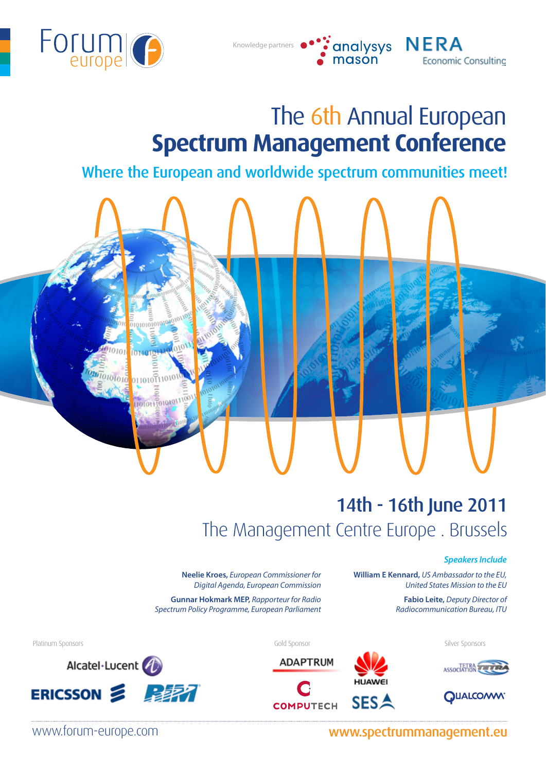Forum europe

Knowledge partners: analysys mason | NERA Economic Consulting

# The 6th Annual European
# Spectrum Management Conference

## Where the European and worldwide spectrum communities meet!

## 14th - 16th June 2011

### The Management Centre Europe . Brussels

***Speakers Include***

**Neelie Kroes,** *European Commissioner for Digital Agenda, European Commission*

**Gunnar Hokmark MEP,** *Rapporteur for Radio Spectrum Policy Programme, European Parliament*

**William E Kennard,** *US Ambassador to the EU, United States Mission to the EU*

**Fabio Leite,** *Deputy Director of Radiocommunication Bureau, ITU*

Platinum Sponsors: Alcatel·Lucent, ERICSSON, RIM

Gold Sponsor: ADAPTRUM, HUAWEI, COMPUTECH, SES

Silver Sponsors: TETRA ASSOCIATION, QUALCOMM

www.forum-europe.com

**www.spectrummanagement.eu**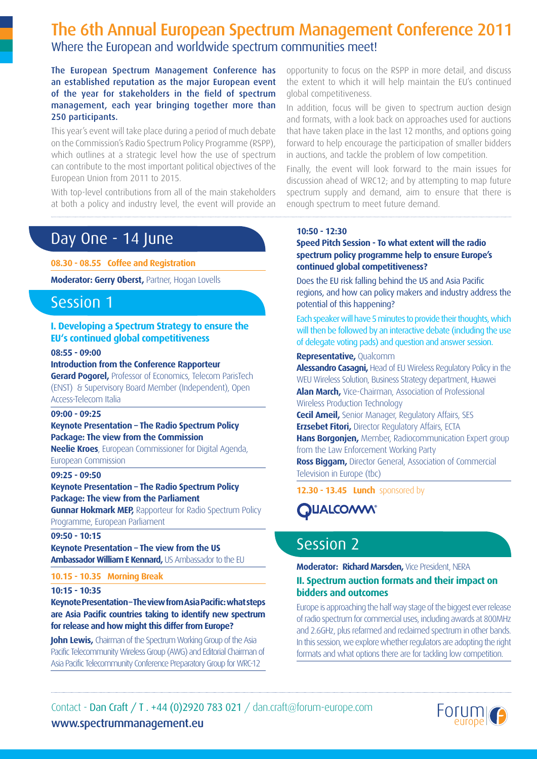# The 6th Annual European Spectrum Management Conference 2011

Where the European and worldwide spectrum communities meet!

**The European Spectrum Management Conference has an established reputation as the major European event of the year for stakeholders in the field of spectrum management, each year bringing together more than 250 participants.**

This year's event will take place during a period of much debate on the Commission's Radio Spectrum Policy Programme (RSPP), which outlines at a strategic level how the use of spectrum can contribute to the most important political objectives of the European Union from 2011 to 2015.

With top-level contributions from all of the main stakeholders at both a policy and industry level, the event will provide an opportunity to focus on the RSPP in more detail, and discuss the extent to which it will help maintain the EU's continued global competitiveness.

In addition, focus will be given to spectrum auction design and formats, with a look back on approaches used for auctions that have taken place in the last 12 months, and options going forward to help encourage the participation of smaller bidders in auctions, and tackle the problem of low competition.

Finally, the event will look forward to the main issues for discussion ahead of WRC12; and by attempting to map future spectrum supply and demand, aim to ensure that there is enough spectrum to meet future demand.

## Day One - 14 June

**08.30 - 08.55 Coffee and Registration**

**Moderator: Gerry Oberst,** Partner, Hogan Lovells

## Session 1

### I. Developing a Spectrum Strategy to ensure the EU's continued global competitiveness

**08:55 - 09:00**

**Introduction from the Conference Rapporteur**

**Gerard Pogorel,** Professor of Economics, Telecom ParisTech (ENST) & Supervisory Board Member (Independent), Open Access-Telecom Italia

**09:00 - 09:25**

**Keynote Presentation – The Radio Spectrum Policy Package: The view from the Commission**

**Neelie Kroes**, European Commissioner for Digital Agenda, European Commission

**09:25 - 09:50**

**Keynote Presentation – The Radio Spectrum Policy Package: The view from the Parliament**

**Gunnar Hokmark MEP,** Rapporteur for Radio Spectrum Policy Programme, European Parliament

**09:50 - 10:15**

**Keynote Presentation – The view from the US**

**Ambassador William E Kennard,** US Ambassador to the EU

**10.15 - 10.35 Morning Break**

**10:15 - 10:35**

**Keynote Presentation – The view from Asia Pacific: what steps are Asia Pacific countries taking to identify new spectrum for release and how might this differ from Europe?**

**John Lewis,** Chairman of the Spectrum Working Group of the Asia Pacific Telecommunity Wireless Group (AWG) and Editorial Chairman of Asia Pacific Telecommunity Conference Preparatory Group for WRC-12

**10:50 - 12:30**

**Speed Pitch Session - To what extent will the radio spectrum policy programme help to ensure Europe's continued global competitiveness?**

Does the EU risk falling behind the US and Asia Pacific regions, and how can policy makers and industry address the potential of this happening?

Each speaker will have 5 minutes to provide their thoughts, which will then be followed by an interactive debate (including the use of delegate voting pads) and question and answer session.

**Representative,** Qualcomm

**Alessandro Casagni,** Head of EU Wireless Regulatory Policy in the WEU Wireless Solution, Business Strategy department, Huawei

**Alan March,** Vice-Chairman, Association of Professional Wireless Production Technology

**Cecil Ameil,** Senior Manager, Regulatory Affairs, SES

**Erzsebet Fitori,** Director Regulatory Affairs, ECTA

**Hans Borgonjen,** Member, Radiocommunication Expert group from the Law Enforcement Working Party

**Ross Biggam,** Director General, Association of Commercial Television in Europe (tbc)

**12.30 - 13.45 Lunch** sponsored by QUALCOMM

## Session 2

**Moderator: Richard Marsden,** Vice President, NERA

### II. Spectrum auction formats and their impact on bidders and outcomes

Europe is approaching the half way stage of the biggest ever release of radio spectrum for commercial uses, including awards at 800MHz and 2.6GHz, plus refarmed and reclaimed spectrum in other bands. In this session, we explore whether regulators are adopting the right formats and what options there are for tackling low competition.

Contact - Dan Craft / T . +44 (0)2920 783 021 / dan.craft@forum-europe.com

www.spectrummanagement.eu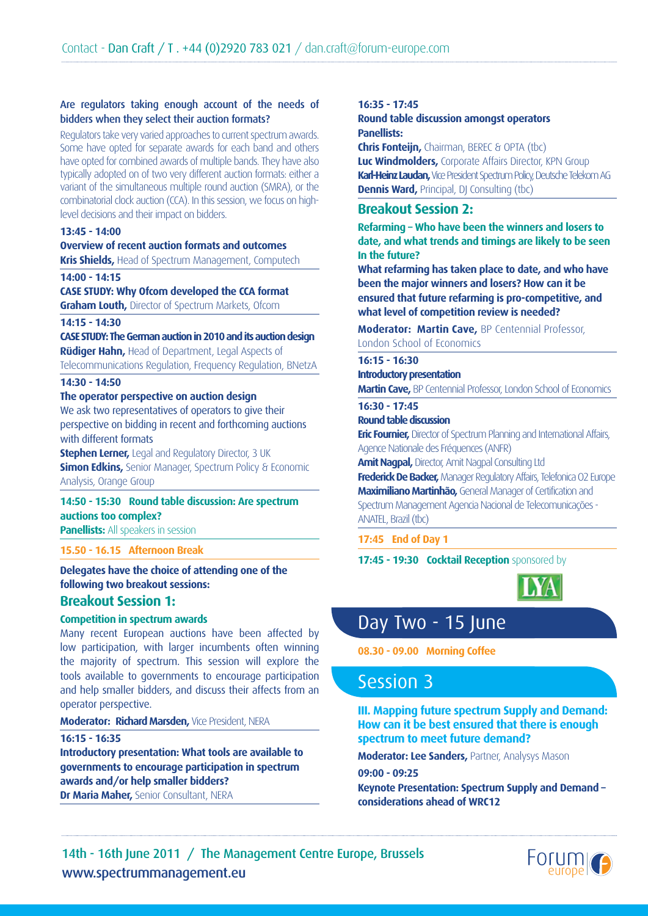Contact - Dan Craft / T . +44 (0)2920 783 021 / dan.craft@forum-europe.com

**Are regulators taking enough account of the needs of bidders when they select their auction formats?**

Regulators take very varied approaches to current spectrum awards. Some have opted for separate awards for each band and others have opted for combined awards of multiple bands. They have also typically adopted on of two very different auction formats: either a variant of the simultaneous multiple round auction (SMRA), or the combinatorial clock auction (CCA). In this session, we focus on high-level decisions and their impact on bidders.

**13:45 - 14:00**
**Overview of recent auction formats and outcomes**
**Kris Shields,** Head of Spectrum Management, Computech

**14:00 - 14:15**
**CASE STUDY: Why Ofcom developed the CCA format**
**Graham Louth,** Director of Spectrum Markets, Ofcom

**14:15 - 14:30**
**CASE STUDY: The German auction in 2010 and its auction design**
**Rüdiger Hahn,** Head of Department, Legal Aspects of Telecommunications Regulation, Frequency Regulation, BNetzA

**14:30 - 14:50**
**The operator perspective on auction design**
We ask two representatives of operators to give their perspective on bidding in recent and forthcoming auctions with different formats
**Stephen Lerner,** Legal and Regulatory Director, 3 UK
**Simon Edkins,** Senior Manager, Spectrum Policy & Economic Analysis, Orange Group

**14:50 - 15:30 Round table discussion: Are spectrum auctions too complex?**
**Panellists:** All speakers in session

**15.50 - 16.15 Afternoon Break**

**Delegates have the choice of attending one of the following two breakout sessions:**

## Breakout Session 1:

**Competition in spectrum awards**

Many recent European auctions have been affected by low participation, with larger incumbents often winning the majority of spectrum. This session will explore the tools available to governments to encourage participation and help smaller bidders, and discuss their affects from an operator perspective.

**Moderator: Richard Marsden,** Vice President, NERA

**16:15 - 16:35**
**Introductory presentation: What tools are available to governments to encourage participation in spectrum awards and/or help smaller bidders?**
**Dr Maria Maher,** Senior Consultant, NERA

**16:35 - 17:45**
**Round table discussion amongst operators**
**Panellists:**
**Chris Fonteijn,** Chairman, BEREC & OPTA (tbc)
**Luc Windmolders,** Corporate Affairs Director, KPN Group
**Karl-Heinz Laudan,** Vice President Spectrum Policy, Deutsche Telekom AG
**Dennis Ward,** Principal, DJ Consulting (tbc)

## Breakout Session 2:

**Refarming – Who have been the winners and losers to date, and what trends and timings are likely to be seen In the future?**

**What refarming has taken place to date, and who have been the major winners and losers? How can it be ensured that future refarming is pro-competitive, and what level of competition review is needed?**

**Moderator: Martin Cave,** BP Centennial Professor, London School of Economics

**16:15 - 16:30**
**Introductory presentation**
**Martin Cave,** BP Centennial Professor, London School of Economics

**16:30 - 17:45**
**Round table discussion**
**Eric Fournier,** Director of Spectrum Planning and International Affairs, Agence Nationale des Fréquences (ANFR)
**Amit Nagpal,** Director, Amit Nagpal Consulting Ltd
**Frederick De Backer,** Manager Regulatory Affairs, Telefonica O2 Europe
**Maximiliano Martinhão,** General Manager of Certification and Spectrum Management Agencia Nacional de Telecomunicações - ANATEL, Brazil (tbc)

**17:45 End of Day 1**

**17:45 - 19:30 Cocktail Reception** sponsored by LYA

# Day Two - 15 June

**08.30 - 09.00 Morning Coffee**

## Session 3

**III. Mapping future spectrum Supply and Demand: How can it be best ensured that there is enough spectrum to meet future demand?**

**Moderator: Lee Sanders,** Partner, Analysys Mason

**09:00 - 09:25**
**Keynote Presentation: Spectrum Supply and Demand – considerations ahead of WRC12**

14th - 16th June 2011 / The Management Centre Europe, Brussels
www.spectrummanagement.eu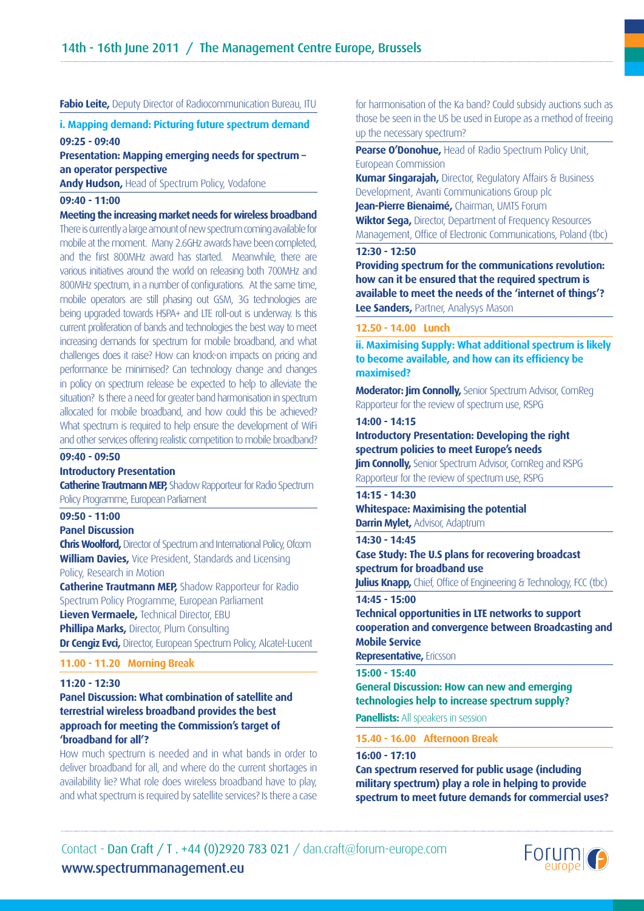**Fabio Leite,** Deputy Director of Radiocommunication Bureau, ITU

## i. Mapping demand: Picturing future spectrum demand

**09:25 - 09:40**

**Presentation: Mapping emerging needs for spectrum – an operator perspective**

**Andy Hudson,** Head of Spectrum Policy, Vodafone

**09:40 - 11:00**

**Meeting the increasing market needs for wireless broadband**

There is currently a large amount of new spectrum coming available for mobile at the moment. Many 2.6GHz awards have been completed, and the first 800MHz award has started. Meanwhile, there are various initiatives around the world on releasing both 700MHz and 800MHz spectrum, in a number of configurations. At the same time, mobile operators are still phasing out GSM, 3G technologies are being upgraded towards HSPA+ and LTE roll-out is underway. Is this current proliferation of bands and technologies the best way to meet increasing demands for spectrum for mobile broadband, and what challenges does it raise? How can knock-on impacts on pricing and performance be minimised? Can technology change and changes in policy on spectrum release be expected to help to alleviate the situation? Is there a need for greater band harmonisation in spectrum allocated for mobile broadband, and how could this be achieved? What spectrum is required to help ensure the development of WiFi and other services offering realistic competition to mobile broadband?

**09:40 - 09:50**

**Introductory Presentation**

**Catherine Trautmann MEP,** Shadow Rapporteur for Radio Spectrum Policy Programme, European Parliament

**09:50 - 11:00**

**Panel Discussion**

**Chris Woolford,** Director of Spectrum and International Policy, Ofcom
**William Davies,** Vice President, Standards and Licensing Policy, Research in Motion
**Catherine Trautmann MEP,** Shadow Rapporteur for Radio Spectrum Policy Programme, European Parliament
**Lieven Vermaele,** Technical Director, EBU
**Phillipa Marks,** Director, Plum Consulting
**Dr Cengiz Evci,** Director, European Spectrum Policy, Alcatel-Lucent

**11.00 - 11.20 Morning Break**

**11:20 - 12:30**

**Panel Discussion: What combination of satellite and terrestrial wireless broadband provides the best approach for meeting the Commission's target of 'broadband for all'?**

How much spectrum is needed and in what bands in order to deliver broadband for all, and where do the current shortages in availability lie? What role does wireless broadband have to play, and what spectrum is required by satellite services? Is there a case for harmonisation of the Ka band? Could subsidy auctions such as those be seen in the US be used in Europe as a method of freeing up the necessary spectrum?

**Pearse O'Donohue,** Head of Radio Spectrum Policy Unit, European Commission
**Kumar Singarajah,** Director, Regulatory Affairs & Business Development, Avanti Communications Group plc
**Jean-Pierre Bienaimé,** Chairman, UMTS Forum
**Wiktor Sega,** Director, Department of Frequency Resources Management, Office of Electronic Communications, Poland (tbc)

**12:30 - 12:50**

**Providing spectrum for the communications revolution: how can it be ensured that the required spectrum is available to meet the needs of the 'internet of things'?**

**Lee Sanders,** Partner, Analysys Mason

**12.50 - 14.00 Lunch**

## ii. Maximising Supply: What additional spectrum is likely to become available, and how can its efficiency be maximised?

**Moderator: Jim Connolly,** Senior Spectrum Advisor, ComReg Rapporteur for the review of spectrum use, RSPG

**14:00 - 14:15**

**Introductory Presentation: Developing the right spectrum policies to meet Europe's needs**

**Jim Connolly,** Senior Spectrum Advisor, ComReg and RSPG Rapporteur for the review of spectrum use, RSPG

**14:15 - 14:30**

**Whitespace: Maximising the potential**

**Darrin Mylet,** Advisor, Adaptrum

**14:30 - 14:45**

**Case Study: The U.S plans for recovering broadcast spectrum for broadband use**

**Julius Knapp,** Chief, Office of Engineering & Technology, FCC (tbc)

**14:45 - 15:00**

**Technical opportunities in LTE networks to support cooperation and convergence between Broadcasting and Mobile Service**

**Representative,** Ericsson

**15:00 - 15:40**

**General Discussion: How can new and emerging technologies help to increase spectrum supply?**

**Panellists:** All speakers in session

**15.40 - 16.00 Afternoon Break**

**16:00 - 17:10**

**Can spectrum reserved for public usage (including military spectrum) play a role in helping to provide spectrum to meet future demands for commercial uses?**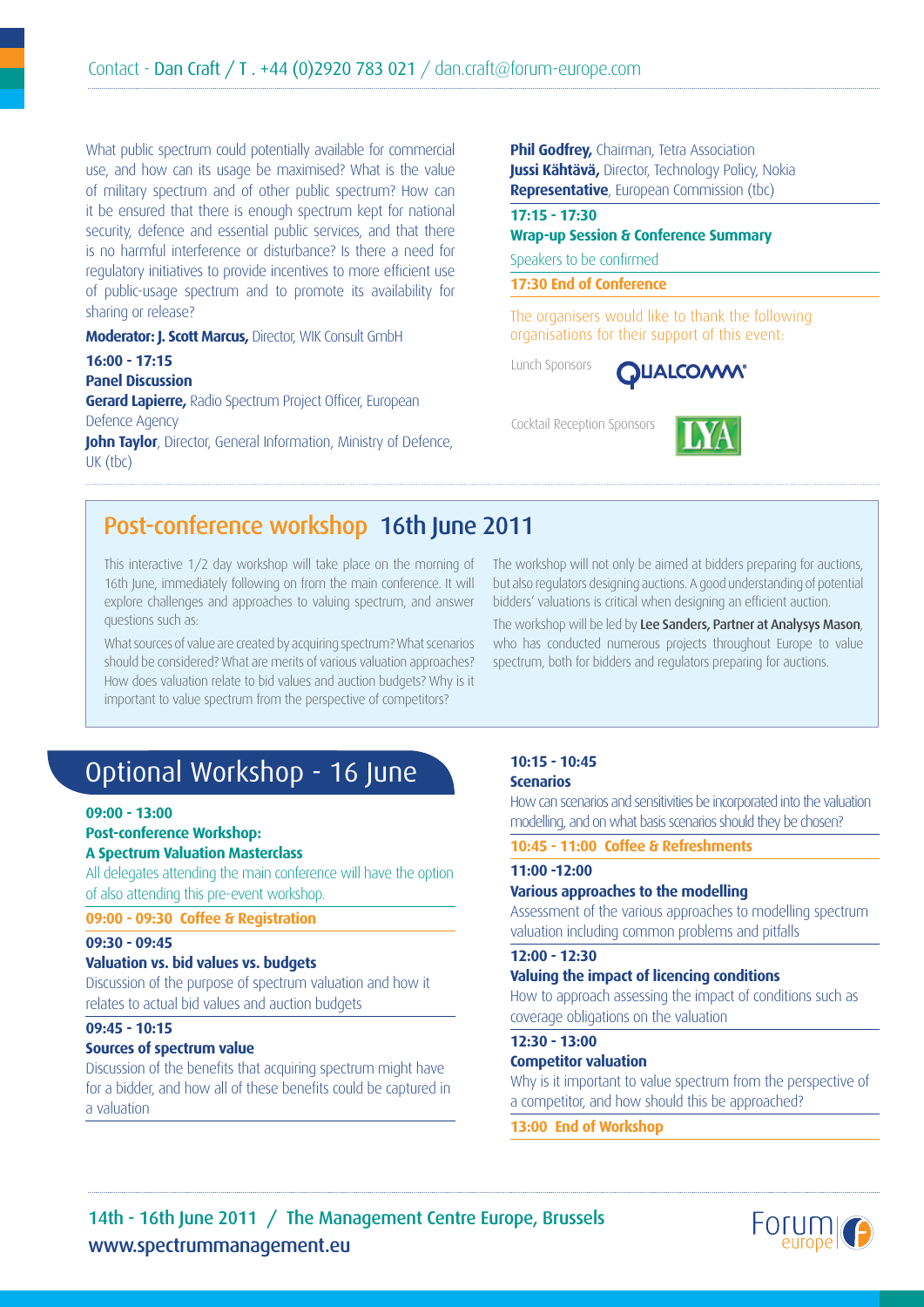Contact - Dan Craft / T . +44 (0)2920 783 021 / dan.craft@forum-europe.com

What public spectrum could potentially available for commercial use, and how can its usage be maximised? What is the value of military spectrum and of other public spectrum? How can it be ensured that there is enough spectrum kept for national security, defence and essential public services, and that there is no harmful interference or disturbance? Is there a need for regulatory initiatives to provide incentives to more efficient use of public-usage spectrum and to promote its availability for sharing or release?

**Moderator: J. Scott Marcus,** Director, WIK Consult GmbH

**16:00 - 17:15**
**Panel Discussion**

**Gerard Lapierre,** Radio Spectrum Project Officer, European Defence Agency
**John Taylor**, Director, General Information, Ministry of Defence, UK (tbc)
**Phil Godfrey,** Chairman, Tetra Association
**Jussi Kähtävä,** Director, Technology Policy, Nokia
**Representative**, European Commission (tbc)

**17:15 - 17:30**
**Wrap-up Session & Conference Summary**

Speakers to be confirmed

**17:30 End of Conference**

The organisers would like to thank the following organisations for their support of this event:

Lunch Sponsors — QUALCOMM

Cocktail Reception Sponsors — LYA

## Post-conference workshop 16th June 2011

This interactive 1/2 day workshop will take place on the morning of 16th June, immediately following on from the main conference. It will explore challenges and approaches to valuing spectrum, and answer questions such as:

What sources of value are created by acquiring spectrum? What scenarios should be considered? What are merits of various valuation approaches? How does valuation relate to bid values and auction budgets? Why is it important to value spectrum from the perspective of competitors?

The workshop will not only be aimed at bidders preparing for auctions, but also regulators designing auctions. A good understanding of potential bidders' valuations is critical when designing an efficient auction.

The workshop will be led by **Lee Sanders, Partner at Analysys Mason**, who has conducted numerous projects throughout Europe to value spectrum, both for bidders and regulators preparing for auctions.

## Optional Workshop - 16 June

**09:00 - 13:00**
**Post-conference Workshop:**
**A Spectrum Valuation Masterclass**

All delegates attending the main conference will have the option of also attending this pre-event workshop.

**09:00 - 09:30 Coffee & Registration**

**09:30 - 09:45**
**Valuation vs. bid values vs. budgets**

Discussion of the purpose of spectrum valuation and how it relates to actual bid values and auction budgets

**09:45 - 10:15**
**Sources of spectrum value**

Discussion of the benefits that acquiring spectrum might have for a bidder, and how all of these benefits could be captured in a valuation

**10:15 - 10:45**
**Scenarios**

How can scenarios and sensitivities be incorporated into the valuation modelling, and on what basis scenarios should they be chosen?

**10:45 - 11:00 Coffee & Refreshments**

**11:00 -12:00**
**Various approaches to the modelling**

Assessment of the various approaches to modelling spectrum valuation including common problems and pitfalls

**12:00 - 12:30**
**Valuing the impact of licencing conditions**

How to approach assessing the impact of conditions such as coverage obligations on the valuation

**12:30 - 13:00**
**Competitor valuation**

Why is it important to value spectrum from the perspective of a competitor, and how should this be approached?

**13:00 End of Workshop**

14th - 16th June 2011 / The Management Centre Europe, Brussels
www.spectrummanagement.eu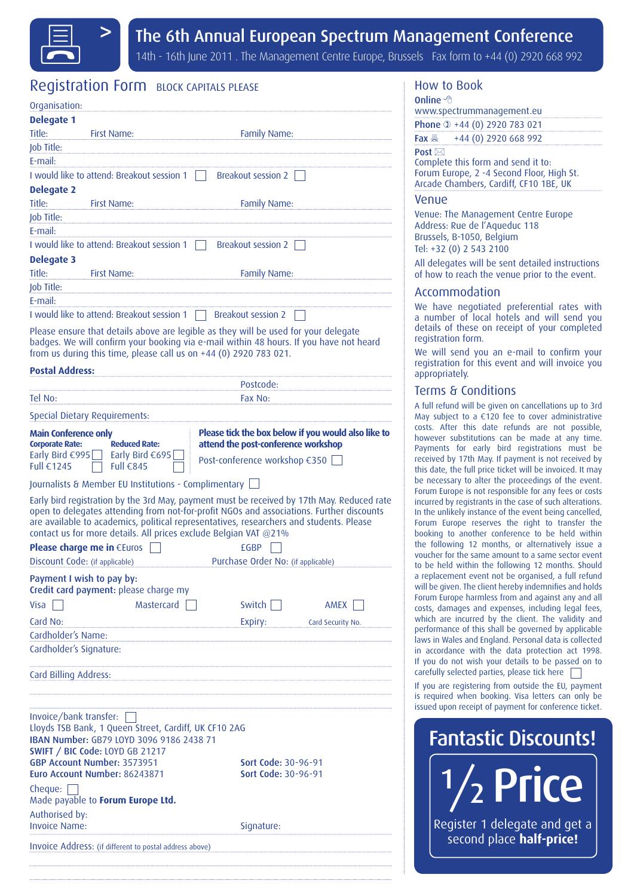# The 6th Annual European Spectrum Management Conference

14th - 16th June 2011 . The Management Centre Europe, Brussels   Fax form to +44 (0) 2920 668 992

## Registration Form   BLOCK CAPITALS PLEASE

Organisation:

**Delegate 1**

Title: First Name: Family Name:

Job Title:

E-mail:

I would like to attend: Breakout session 1 ☐ Breakout session 2 ☐

**Delegate 2**

Title: First Name: Family Name:

Job Title:

E-mail:

I would like to attend: Breakout session 1 ☐ Breakout session 2 ☐

**Delegate 3**

Title: First Name: Family Name:

Job Title:

E-mail:

I would like to attend: Breakout session 1 ☐ Breakout session 2 ☐

Please ensure that details above are legible as they will be used for your delegate badges. We will confirm your booking via e-mail within 48 hours. If you have not heard from us during this time, please call us on +44 (0) 2920 783 021.

**Postal Address:**

Postcode:

Tel No: Fax No:

Special Dietary Requirements:

**Main Conference only**

| **Corporate Rate:** | **Reduced Rate:** |
|---|---|
| Early Bird €995 ☐ | Early Bird €695 ☐ |
| Full €1245 ☐ | Full €845 ☐ |

**Please tick the box below if you would also like to attend the post-conference workshop**

Post-conference workshop €350 ☐

Journalists & Member EU Institutions - Complimentary ☐

Early bird registration by the 3rd May, payment must be received by 17th May. Reduced rate open to delegates attending from not-for-profit NGOs and associations. Further discounts are available to academics, political representatives, researchers and students. Please contact us for more details. All prices exclude Belgian VAT @21%

**Please charge me in** €Euros ☐   £GBP ☐

Discount Code: (if applicable)   Purchase Order No: (if applicable)

**Payment I wish to pay by:**

**Credit card payment:** please charge my

Visa ☐   Mastercard ☐   Switch ☐   AMEX ☐

Card No:   Expiry:   Card Security No.

Cardholder's Name:

Cardholder's Signature:

Card Billing Address:

Invoice/bank transfer: ☐

Lloyds TSB Bank, 1 Queen Street, Cardiff, UK CF10 2AG

**IBAN Number:** GB79 LOYD 3096 9186 2438 71

**SWIFT / BIC Code:** LOYD GB 21217

**GBP Account Number:** 3573951   **Sort Code:** 30-96-91

**Euro Account Number:** 86243871   **Sort Code:** 30-96-91

Cheque: ☐

Made payable to **Forum Europe Ltd.**

Authorised by:

Invoice Name:   Signature:

Invoice Address: (if different to postal address above)

## How to Book

**Online**

www.spectrummanagement.eu

**Phone** +44 (0) 2920 783 021

**Fax** +44 (0) 2920 668 992

**Post**

Complete this form and send it to:
Forum Europe, 2 -4 Second Floor, High St.
Arcade Chambers, Cardiff, CF10 1BE, UK

## Venue

Venue: The Management Centre Europe
Address: Rue de l'Aqueduc 118
Brussels, B-1050, Belgium
Tel: +32 (0) 2 543 2100

All delegates will be sent detailed instructions of how to reach the venue prior to the event.

## Accommodation

We have negotiated preferential rates with a number of local hotels and will send you details of these on receipt of your completed registration form.

We will send you an e-mail to confirm your registration for this event and will invoice you appropriately.

## Terms & Conditions

A full refund will be given on cancellations up to 3rd May subject to a €120 fee to cover administrative costs. After this date refunds are not possible, however substitutions can be made at any time. Payments for early bird registrations must be received by 17th May. If payment is not received by this date, the full price ticket will be invoiced. It may be necessary to alter the proceedings of the event. Forum Europe is not responsible for any fees or costs incurred by registrants in the case of such alterations. In the unlikely instance of the event being cancelled, Forum Europe reserves the right to transfer the booking to another conference to be held within the following 12 months, or alternatively issue a voucher for the same amount to a same sector event to be held within the following 12 months. Should a replacement event not be organised, a full refund will be given. The client hereby indemnifies and holds Forum Europe harmless from and against any and all costs, damages and expenses, including legal fees, which are incurred by the client. The validity and performance of this shall be governed by applicable laws in Wales and England. Personal data is collected in accordance with the data protection act 1998. If you do not wish your details to be passed on to carefully selected parties, please tick here ☐

If you are registering from outside the EU, payment is required when booking. Visa letters can only be issued upon receipt of payment for conference ticket.

## Fantastic Discounts!

**1/2 Price**

Register 1 delegate and get a second place **half-price!**